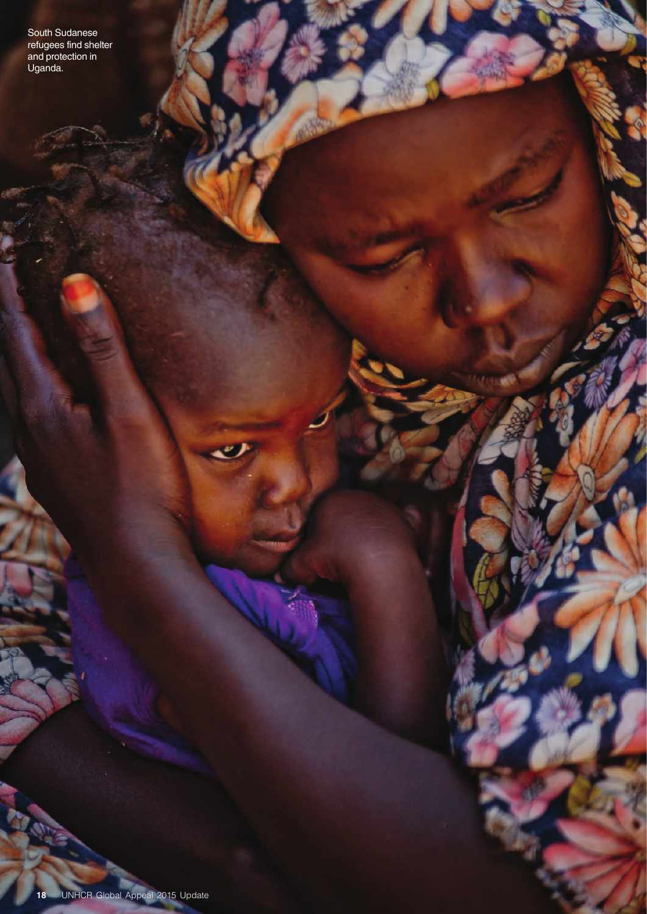South Sudanese refugees find shelter and protection in Uganda.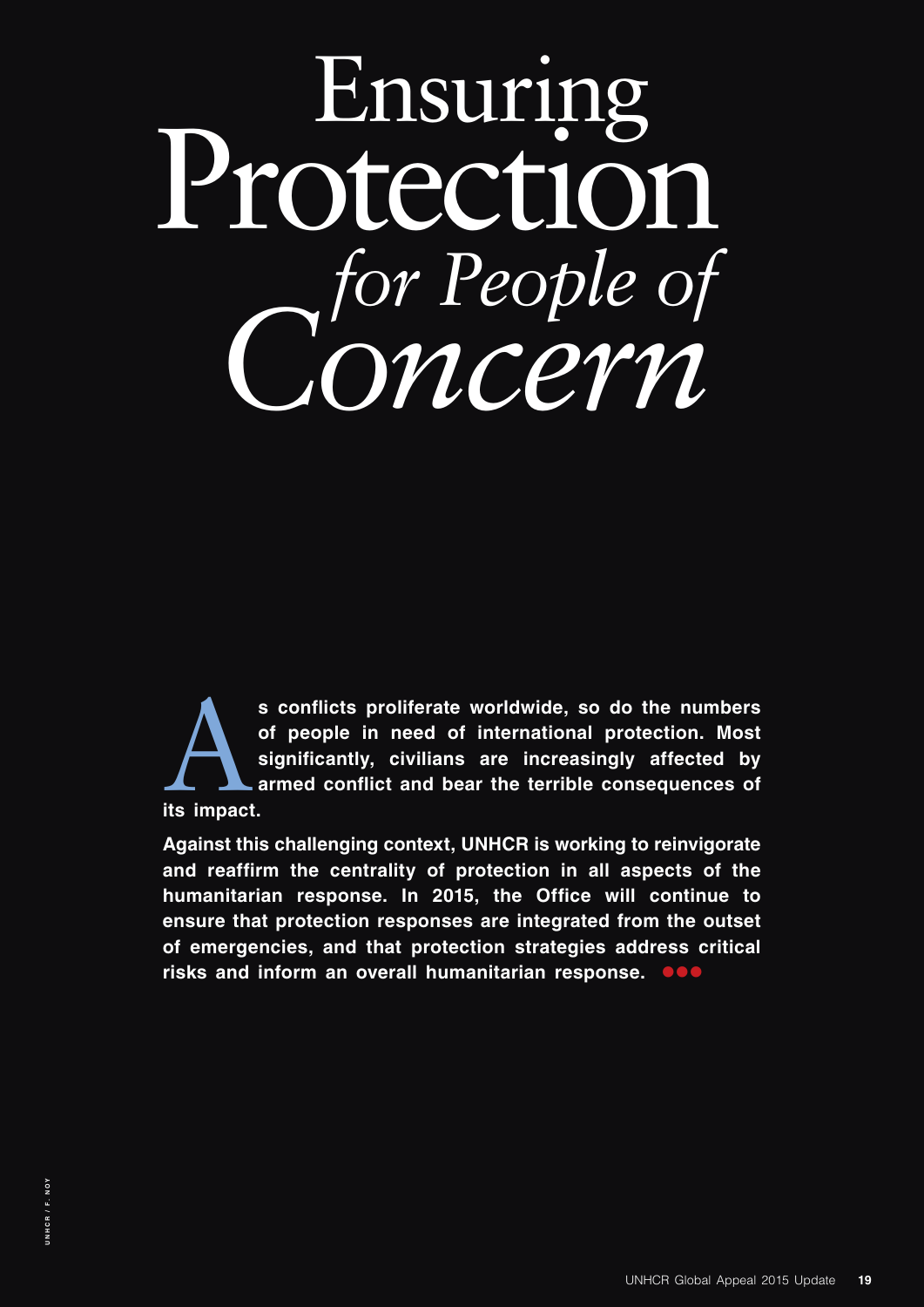# Ensuring Protection *for People of Concern*

**As conflicts proliferate worldwide, so do the numbers of people in need of international protection. Most significantly, civilians are increasingly affected by armed conflict and bear the terrible consequences of its impact.**

**Against this challenging context, UNHCR is working to reinvigorate and reaffirm the centrality of protection in all aspects of the humanitarian response. In 2015, the Office will continue to ensure that protection responses are integrated from the outset of emergencies, and that protection strategies address critical risks and inform an overall humanitarian response.**

UNHCR / F. NOY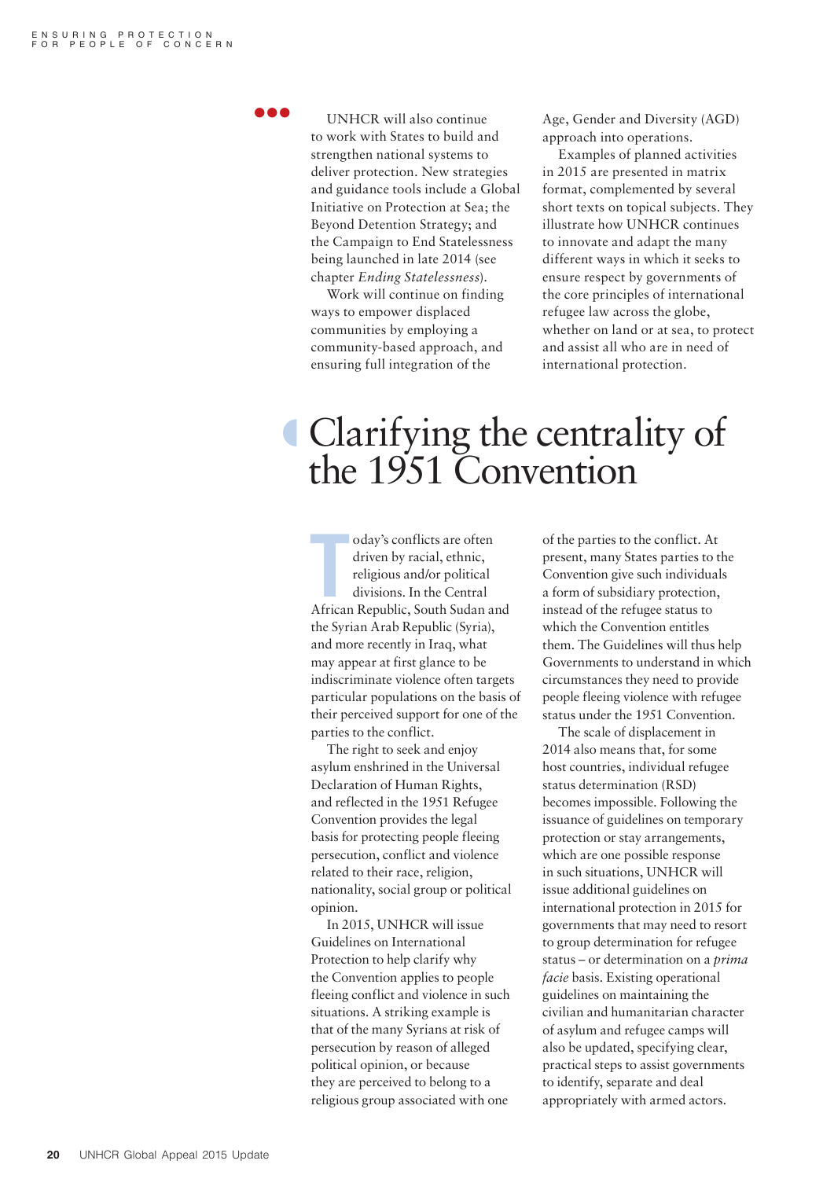UNHCR will also continue to work with States to build and strengthen national systems to deliver protection. New strategies and guidance tools include a Global Initiative on Protection at Sea; the Beyond Detention Strategy; and the Campaign to End Statelessness being launched in late 2014 (see chapter *Ending Statelessness*).

Work will continue on finding ways to empower displaced communities by employing a community-based approach, and ensuring full integration of the Age, Gender and Diversity (AGD) approach into operations.

Examples of planned activities in 2015 are presented in matrix format, complemented by several short texts on topical subjects. They illustrate how UNHCR continues to innovate and adapt the many different ways in which it seeks to ensure respect by governments of the core principles of international refugee law across the globe, whether on land or at sea, to protect and assist all who are in need of international protection.

# Clarifying the centrality of the 1951 Convention

Today's conflicts are often driven by racial, ethnic, religious and/or political divisions. In the Central African Republic, South Sudan and the Syrian Arab Republic (Syria), and more recently in Iraq, what may appear at first glance to be indiscriminate violence often targets particular populations on the basis of their perceived support for one of the parties to the conflict.

The right to seek and enjoy asylum enshrined in the Universal Declaration of Human Rights, and reflected in the 1951 Refugee Convention provides the legal basis for protecting people fleeing persecution, conflict and violence related to their race, religion, nationality, social group or political opinion.

In 2015, UNHCR will issue Guidelines on International Protection to help clarify why the Convention applies to people fleeing conflict and violence in such situations. A striking example is that of the many Syrians at risk of persecution by reason of alleged political opinion, or because they are perceived to belong to a religious group associated with one of the parties to the conflict. At present, many States parties to the Convention give such individuals a form of subsidiary protection, instead of the refugee status to which the Convention entitles them. The Guidelines will thus help Governments to understand in which circumstances they need to provide people fleeing violence with refugee status under the 1951 Convention.

The scale of displacement in 2014 also means that, for some host countries, individual refugee status determination (RSD) becomes impossible. Following the issuance of guidelines on temporary protection or stay arrangements, which are one possible response in such situations, UNHCR will issue additional guidelines on international protection in 2015 for governments that may need to resort to group determination for refugee status – or determination on a *prima facie* basis. Existing operational guidelines on maintaining the civilian and humanitarian character of asylum and refugee camps will also be updated, specifying clear, practical steps to assist governments to identify, separate and deal appropriately with armed actors.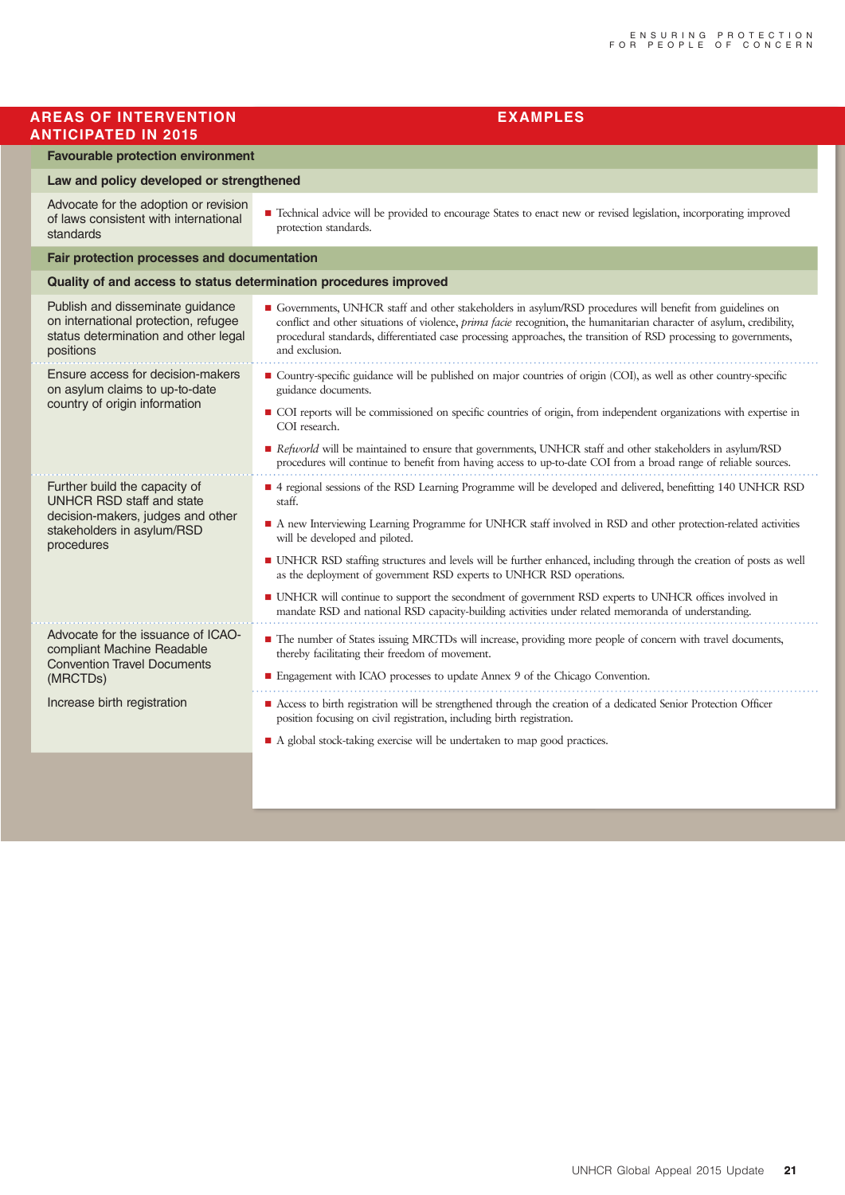| AREAS OF INTERVENTION ANTICIPATED IN 2015 | EXAMPLES |
|---|---|
| **Favourable protection environment** | |
| **Law and policy developed or strengthened** | |
| Advocate for the adoption or revision of laws consistent with international standards | ■ Technical advice will be provided to encourage States to enact new or revised legislation, incorporating improved protection standards. |
| **Fair protection processes and documentation** | |
| **Quality of and access to status determination procedures improved** | |
| Publish and disseminate guidance on international protection, refugee status determination and other legal positions | ■ Governments, UNHCR staff and other stakeholders in asylum/RSD procedures will benefit from guidelines on conflict and other situations of violence, *prima facie* recognition, the humanitarian character of asylum, credibility, procedural standards, differentiated case processing approaches, the transition of RSD processing to governments, and exclusion. |
| Ensure access for decision-makers on asylum claims to up-to-date country of origin information | ■ Country-specific guidance will be published on major countries of origin (COI), as well as other country-specific guidance documents.<br>■ COI reports will be commissioned on specific countries of origin, from independent organizations with expertise in COI research.<br>■ *Refworld* will be maintained to ensure that governments, UNHCR staff and other stakeholders in asylum/RSD procedures will continue to benefit from having access to up-to-date COI from a broad range of reliable sources. |
| Further build the capacity of UNHCR RSD staff and state decision-makers, judges and other stakeholders in asylum/RSD procedures | ■ 4 regional sessions of the RSD Learning Programme will be developed and delivered, benefitting 140 UNHCR RSD staff.<br>■ A new Interviewing Learning Programme for UNHCR staff involved in RSD and other protection-related activities will be developed and piloted.<br>■ UNHCR RSD staffing structures and levels will be further enhanced, including through the creation of posts as well as the deployment of government RSD experts to UNHCR RSD operations.<br>■ UNHCR will continue to support the secondment of government RSD experts to UNHCR offices involved in mandate RSD and national RSD capacity-building activities under related memoranda of understanding. |
| Advocate for the issuance of ICAO-compliant Machine Readable Convention Travel Documents (MRCTDs) | ■ The number of States issuing MRCTDs will increase, providing more people of concern with travel documents, thereby facilitating their freedom of movement.<br>■ Engagement with ICAO processes to update Annex 9 of the Chicago Convention. |
| Increase birth registration | ■ Access to birth registration will be strengthened through the creation of a dedicated Senior Protection Officer position focusing on civil registration, including birth registration.<br>■ A global stock-taking exercise will be undertaken to map good practices. |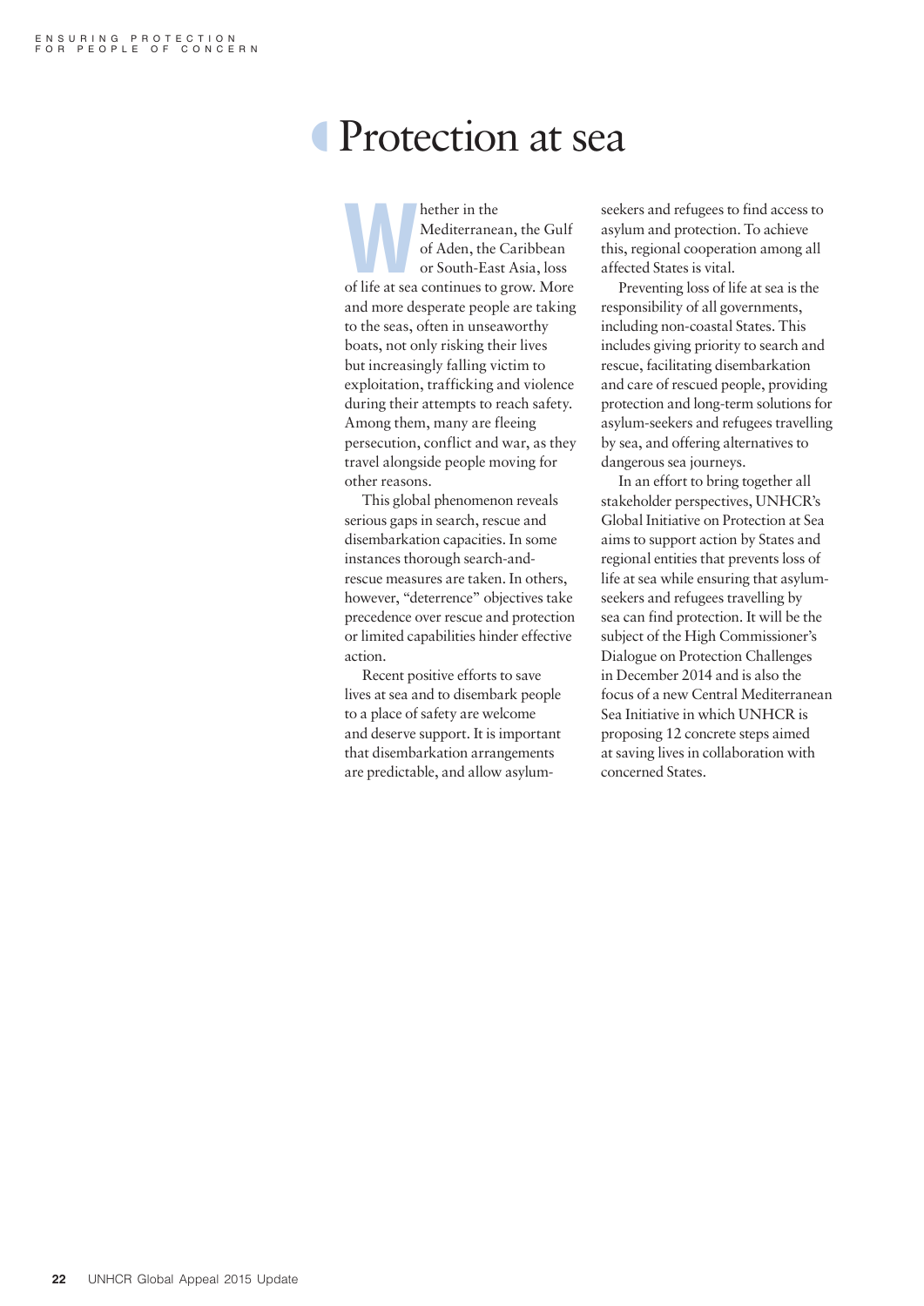# Protection at sea

Whether in the Mediterranean, the Gulf of Aden, the Caribbean or South-East Asia, loss of life at sea continues to grow. More and more desperate people are taking to the seas, often in unseaworthy boats, not only risking their lives but increasingly falling victim to exploitation, trafficking and violence during their attempts to reach safety. Among them, many are fleeing persecution, conflict and war, as they travel alongside people moving for other reasons.

This global phenomenon reveals serious gaps in search, rescue and disembarkation capacities. In some instances thorough search-and-rescue measures are taken. In others, however, "deterrence" objectives take precedence over rescue and protection or limited capabilities hinder effective action.

Recent positive efforts to save lives at sea and to disembark people to a place of safety are welcome and deserve support. It is important that disembarkation arrangements are predictable, and allow asylum-seekers and refugees to find access to asylum and protection. To achieve this, regional cooperation among all affected States is vital.

Preventing loss of life at sea is the responsibility of all governments, including non-coastal States. This includes giving priority to search and rescue, facilitating disembarkation and care of rescued people, providing protection and long-term solutions for asylum-seekers and refugees travelling by sea, and offering alternatives to dangerous sea journeys.

In an effort to bring together all stakeholder perspectives, UNHCR's Global Initiative on Protection at Sea aims to support action by States and regional entities that prevents loss of life at sea while ensuring that asylum-seekers and refugees travelling by sea can find protection. It will be the subject of the High Commissioner's Dialogue on Protection Challenges in December 2014 and is also the focus of a new Central Mediterranean Sea Initiative in which UNHCR is proposing 12 concrete steps aimed at saving lives in collaboration with concerned States.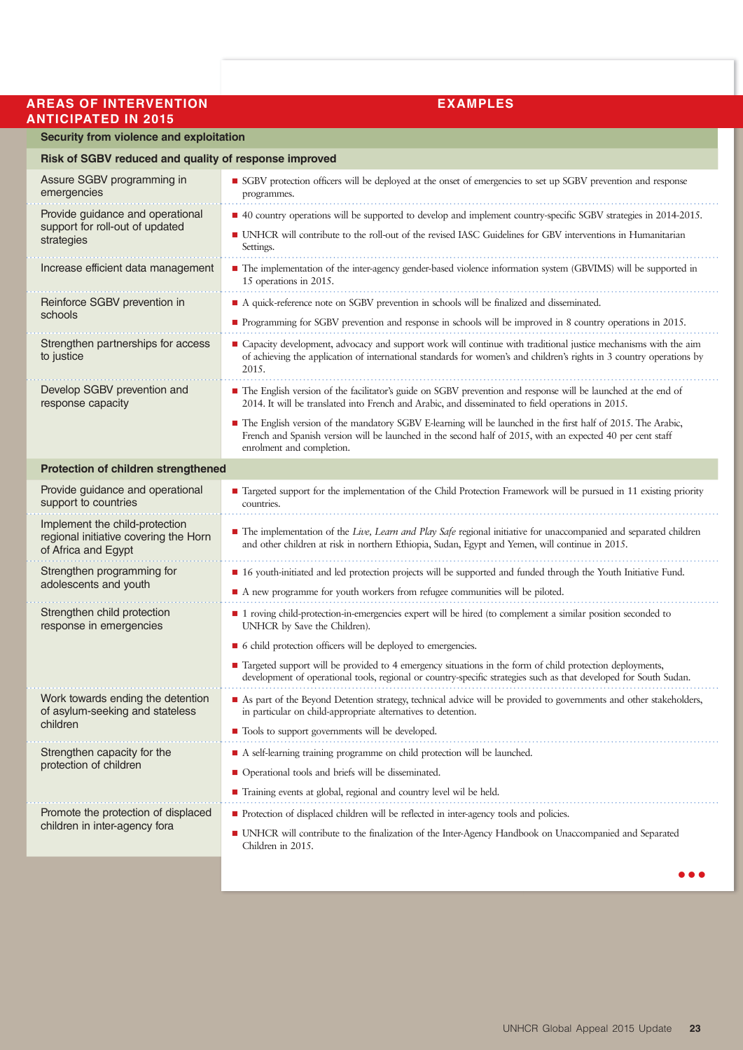| AREAS OF INTERVENTION ANTICIPATED IN 2015 | EXAMPLES |
|---|---|
| **Security from violence and exploitation** | |
| **Risk of SGBV reduced and quality of response improved** | |
| Assure SGBV programming in emergencies | ■ SGBV protection officers will be deployed at the onset of emergencies to set up SGBV prevention and response programmes. |
| Provide guidance and operational support for roll-out of updated strategies | ■ 40 country operations will be supported to develop and implement country-specific SGBV strategies in 2014-2015.<br>■ UNHCR will contribute to the roll-out of the revised IASC Guidelines for GBV interventions in Humanitarian Settings. |
| Increase efficient data management | ■ The implementation of the inter-agency gender-based violence information system (GBVIMS) will be supported in 15 operations in 2015. |
| Reinforce SGBV prevention in schools | ■ A quick-reference note on SGBV prevention in schools will be finalized and disseminated.<br>■ Programming for SGBV prevention and response in schools will be improved in 8 country operations in 2015. |
| Strengthen partnerships for access to justice | ■ Capacity development, advocacy and support work will continue with traditional justice mechanisms with the aim of achieving the application of international standards for women's and children's rights in 3 country operations by 2015. |
| Develop SGBV prevention and response capacity | ■ The English version of the facilitator's guide on SGBV prevention and response will be launched at the end of 2014. It will be translated into French and Arabic, and disseminated to field operations in 2015.<br>■ The English version of the mandatory SGBV E-learning will be launched in the first half of 2015. The Arabic, French and Spanish version will be launched in the second half of 2015, with an expected 40 per cent staff enrolment and completion. |
| **Protection of children strengthened** | |
| Provide guidance and operational support to countries | ■ Targeted support for the implementation of the Child Protection Framework will be pursued in 11 existing priority countries. |
| Implement the child-protection regional initiative covering the Horn of Africa and Egypt | ■ The implementation of the *Live, Learn and Play Safe* regional initiative for unaccompanied and separated children and other children at risk in northern Ethiopia, Sudan, Egypt and Yemen, will continue in 2015. |
| Strengthen programming for adolescents and youth | ■ 16 youth-initiated and led protection projects will be supported and funded through the Youth Initiative Fund.<br>■ A new programme for youth workers from refugee communities will be piloted. |
| Strengthen child protection response in emergencies | ■ 1 roving child-protection-in-emergencies expert will be hired (to complement a similar position seconded to UNHCR by Save the Children).<br>■ 6 child protection officers will be deployed to emergencies.<br>■ Targeted support will be provided to 4 emergency situations in the form of child protection deployments, development of operational tools, regional or country-specific strategies such as that developed for South Sudan. |
| Work towards ending the detention of asylum-seeking and stateless children | ■ As part of the Beyond Detention strategy, technical advice will be provided to governments and other stakeholders, in particular on child-appropriate alternatives to detention.<br>■ Tools to support governments will be developed. |
| Strengthen capacity for the protection of children | ■ A self-learning training programme on child protection will be launched.<br>■ Operational tools and briefs will be disseminated.<br>■ Training events at global, regional and country level wil be held. |
| Promote the protection of displaced children in inter-agency fora | ■ Protection of displaced children will be reflected in inter-agency tools and policies.<br>■ UNHCR will contribute to the finalization of the Inter-Agency Handbook on Unaccompanied and Separated Children in 2015. |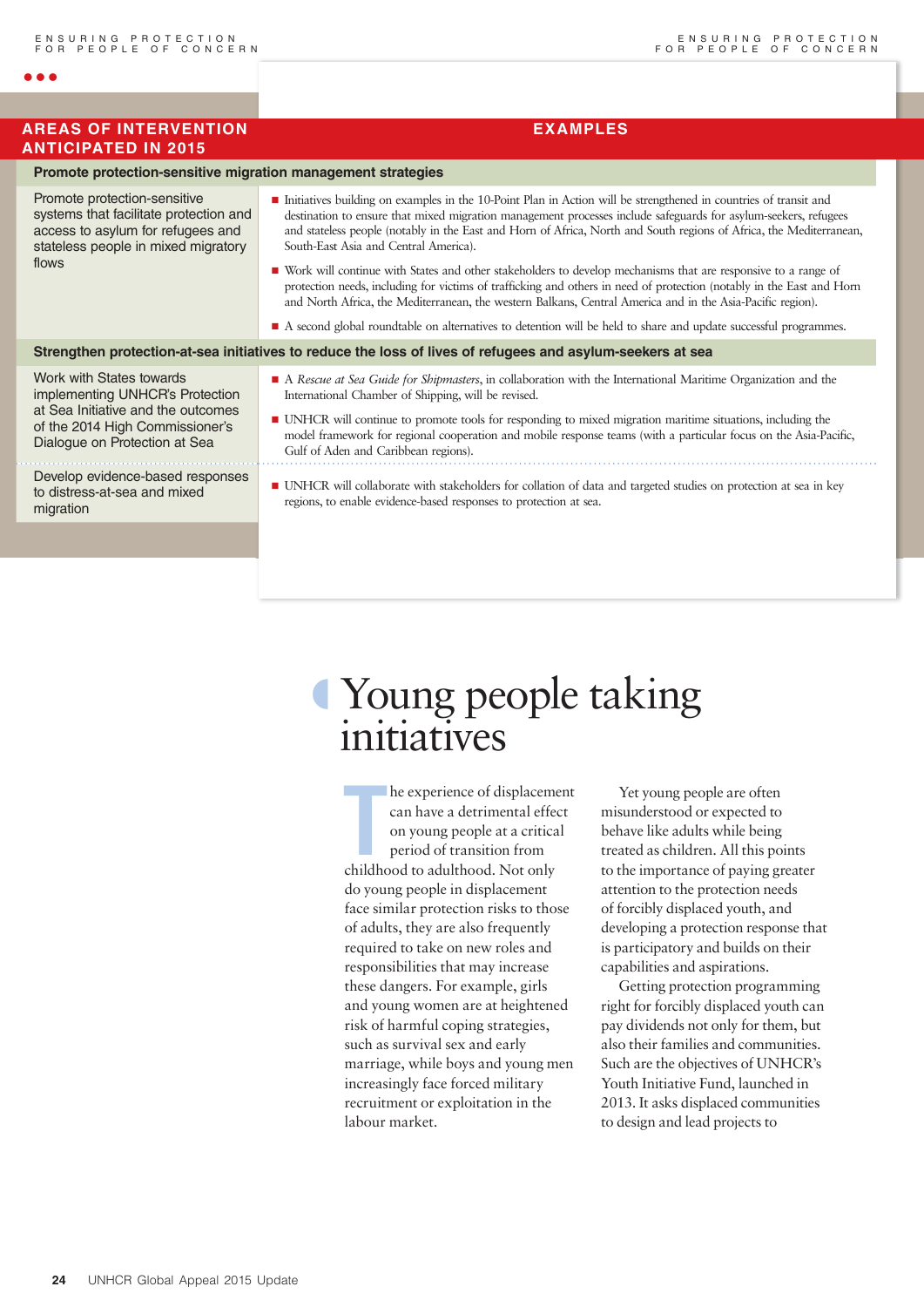| AREAS OF INTERVENTION ANTICIPATED IN 2015 | EXAMPLES |
|---|---|
| **Promote protection-sensitive migration management strategies** | |
| Promote protection-sensitive systems that facilitate protection and access to asylum for refugees and stateless people in mixed migratory flows | ■ Initiatives building on examples in the 10-Point Plan in Action will be strengthened in countries of transit and destination to ensure that mixed migration management processes include safeguards for asylum-seekers, refugees and stateless people (notably in the East and Horn of Africa, North and South regions of Africa, the Mediterranean, South-East Asia and Central America).<br>■ Work will continue with States and other stakeholders to develop mechanisms that are responsive to a range of protection needs, including for victims of trafficking and others in need of protection (notably in the East and Horn and North Africa, the Mediterranean, the western Balkans, Central America and in the Asia-Pacific region).<br>■ A second global roundtable on alternatives to detention will be held to share and update successful programmes. |
| **Strengthen protection-at-sea initiatives to reduce the loss of lives of refugees and asylum-seekers at sea** | |
| Work with States towards implementing UNHCR's Protection at Sea Initiative and the outcomes of the 2014 High Commissioner's Dialogue on Protection at Sea | ■ A *Rescue at Sea Guide for Shipmasters*, in collaboration with the International Maritime Organization and the International Chamber of Shipping, will be revised.<br>■ UNHCR will continue to promote tools for responding to mixed migration maritime situations, including the model framework for regional cooperation and mobile response teams (with a particular focus on the Asia-Pacific, Gulf of Aden and Caribbean regions). |
| Develop evidence-based responses to distress-at-sea and mixed migration | ■ UNHCR will collaborate with stakeholders for collation of data and targeted studies on protection at sea in key regions, to enable evidence-based responses to protection at sea. |

# Young people taking initiatives

The experience of displacement can have a detrimental effect on young people at a critical period of transition from childhood to adulthood. Not only do young people in displacement face similar protection risks to those of adults, they are also frequently required to take on new roles and responsibilities that may increase these dangers. For example, girls and young women are at heightened risk of harmful coping strategies, such as survival sex and early marriage, while boys and young men increasingly face forced military recruitment or exploitation in the labour market.

Yet young people are often misunderstood or expected to behave like adults while being treated as children. All this points to the importance of paying greater attention to the protection needs of forcibly displaced youth, and developing a protection response that is participatory and builds on their capabilities and aspirations.

Getting protection programming right for forcibly displaced youth can pay dividends not only for them, but also their families and communities. Such are the objectives of UNHCR's Youth Initiative Fund, launched in 2013. It asks displaced communities to design and lead projects to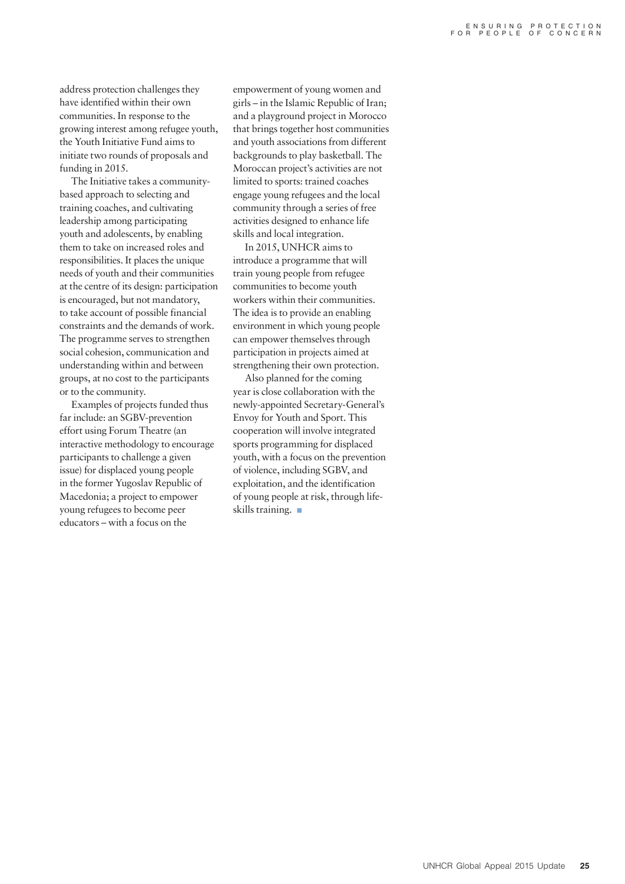address protection challenges they have identified within their own communities. In response to the growing interest among refugee youth, the Youth Initiative Fund aims to initiate two rounds of proposals and funding in 2015.

The Initiative takes a community-based approach to selecting and training coaches, and cultivating leadership among participating youth and adolescents, by enabling them to take on increased roles and responsibilities. It places the unique needs of youth and their communities at the centre of its design: participation is encouraged, but not mandatory, to take account of possible financial constraints and the demands of work. The programme serves to strengthen social cohesion, communication and understanding within and between groups, at no cost to the participants or to the community.

Examples of projects funded thus far include: an SGBV-prevention effort using Forum Theatre (an interactive methodology to encourage participants to challenge a given issue) for displaced young people in the former Yugoslav Republic of Macedonia; a project to empower young refugees to become peer educators – with a focus on the empowerment of young women and girls – in the Islamic Republic of Iran; and a playground project in Morocco that brings together host communities and youth associations from different backgrounds to play basketball. The Moroccan project's activities are not limited to sports: trained coaches engage young refugees and the local community through a series of free activities designed to enhance life skills and local integration.

In 2015, UNHCR aims to introduce a programme that will train young people from refugee communities to become youth workers within their communities. The idea is to provide an enabling environment in which young people can empower themselves through participation in projects aimed at strengthening their own protection.

Also planned for the coming year is close collaboration with the newly-appointed Secretary-General's Envoy for Youth and Sport. This cooperation will involve integrated sports programming for displaced youth, with a focus on the prevention of violence, including SGBV, and exploitation, and the identification of young people at risk, through life-skills training. ■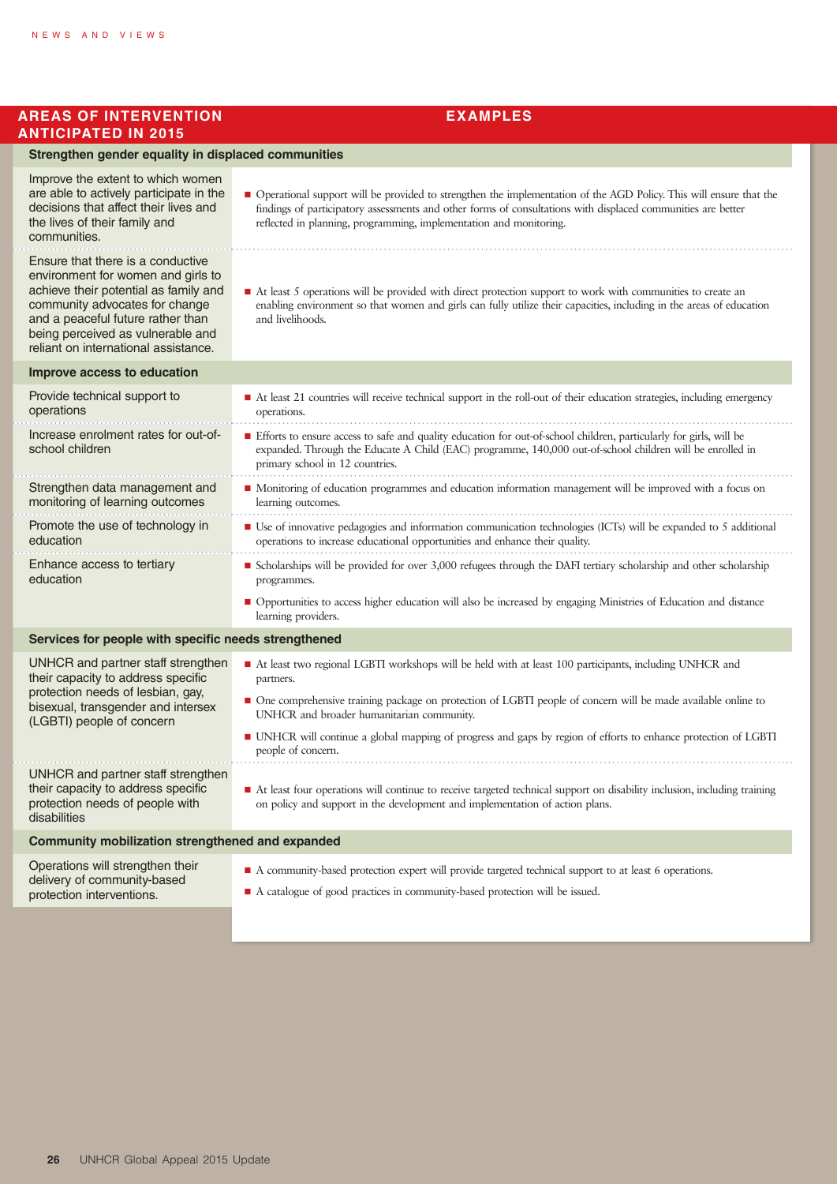| AREAS OF INTERVENTION ANTICIPATED IN 2015 | EXAMPLES |
|---|---|
| **Strengthen gender equality in displaced communities** | |
| Improve the extent to which women are able to actively participate in the decisions that affect their lives and the lives of their family and communities. | ■ Operational support will be provided to strengthen the implementation of the AGD Policy. This will ensure that the findings of participatory assessments and other forms of consultations with displaced communities are better reflected in planning, programming, implementation and monitoring. |
| Ensure that there is a conductive environment for women and girls to achieve their potential as family and community advocates for change and a peaceful future rather than being perceived as vulnerable and reliant on international assistance. | ■ At least 5 operations will be provided with direct protection support to work with communities to create an enabling environment so that women and girls can fully utilize their capacities, including in the areas of education and livelihoods. |
| **Improve access to education** | |
| Provide technical support to operations | ■ At least 21 countries will receive technical support in the roll-out of their education strategies, including emergency operations. |
| Increase enrolment rates for out-of-school children | ■ Efforts to ensure access to safe and quality education for out-of-school children, particularly for girls, will be expanded. Through the Educate A Child (EAC) programme, 140,000 out-of-school children will be enrolled in primary school in 12 countries. |
| Strengthen data management and monitoring of learning outcomes | ■ Monitoring of education programmes and education information management will be improved with a focus on learning outcomes. |
| Promote the use of technology in education | ■ Use of innovative pedagogies and information communication technologies (ICTs) will be expanded to 5 additional operations to increase educational opportunities and enhance their quality. |
| Enhance access to tertiary education | ■ Scholarships will be provided for over 3,000 refugees through the DAFI tertiary scholarship and other scholarship programmes.<br>■ Opportunities to access higher education will also be increased by engaging Ministries of Education and distance learning providers. |
| **Services for people with specific needs strengthened** | |
| UNHCR and partner staff strengthen their capacity to address specific protection needs of lesbian, gay, bisexual, transgender and intersex (LGBTI) people of concern | ■ At least two regional LGBTI workshops will be held with at least 100 participants, including UNHCR and partners.<br>■ One comprehensive training package on protection of LGBTI people of concern will be made available online to UNHCR and broader humanitarian community.<br>■ UNHCR will continue a global mapping of progress and gaps by region of efforts to enhance protection of LGBTI people of concern. |
| UNHCR and partner staff strengthen their capacity to address specific protection needs of people with disabilities | ■ At least four operations will continue to receive targeted technical support on disability inclusion, including training on policy and support in the development and implementation of action plans. |
| **Community mobilization strengthened and expanded** | |
| Operations will strengthen their delivery of community-based protection interventions. | ■ A community-based protection expert will provide targeted technical support to at least 6 operations.<br>■ A catalogue of good practices in community-based protection will be issued. |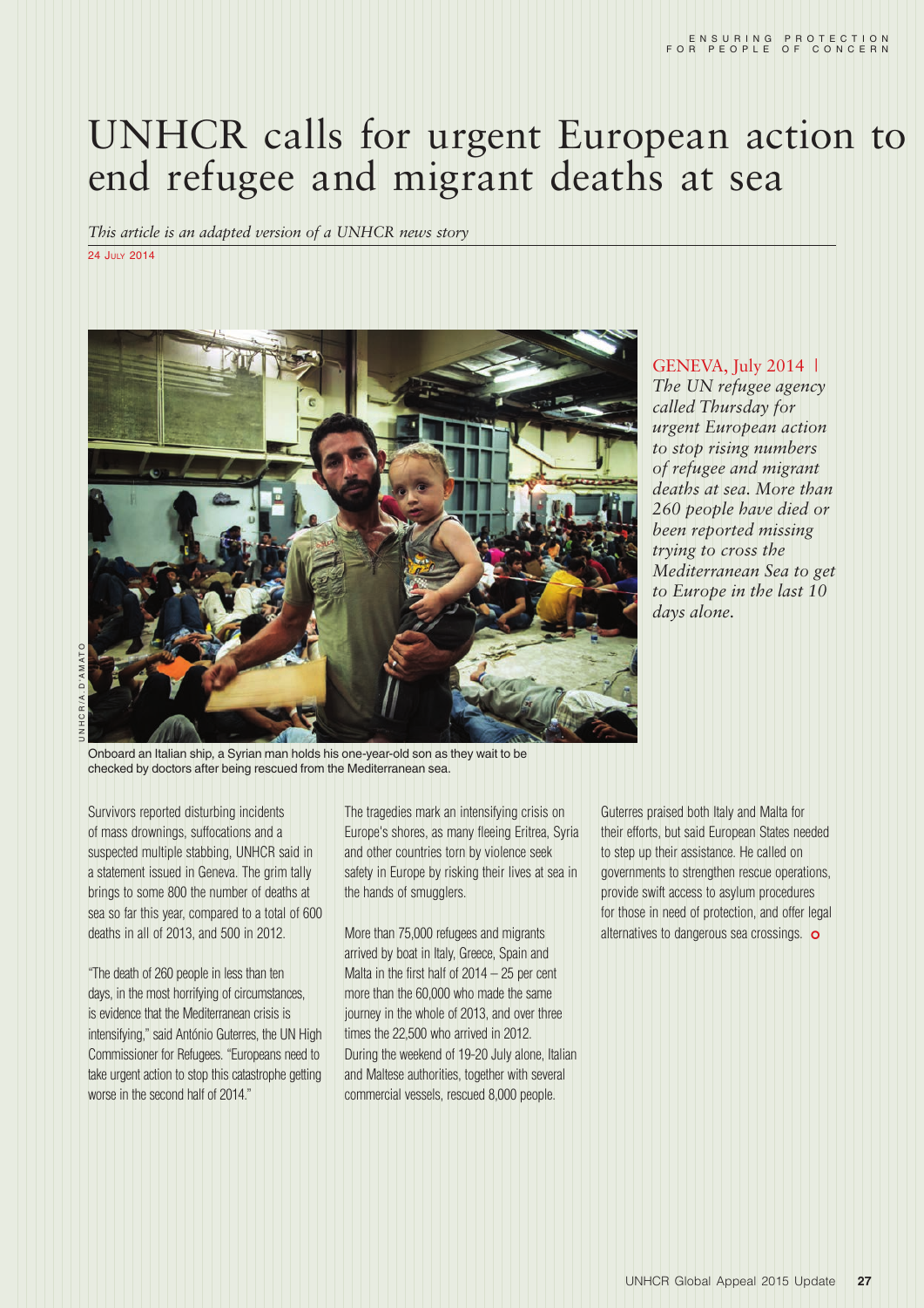# UNHCR calls for urgent European action to end refugee and migrant deaths at sea

*This article is an adapted version of a UNHCR news story*

24 July 2014

Onboard an Italian ship, a Syrian man holds his one-year-old son as they wait to be checked by doctors after being rescued from the Mediterranean sea.

GENEVA, July 2014 | *The UN refugee agency called Thursday for urgent European action to stop rising numbers of refugee and migrant deaths at sea. More than 260 people have died or been reported missing trying to cross the Mediterranean Sea to get to Europe in the last 10 days alone.*

Survivors reported disturbing incidents of mass drownings, suffocations and a suspected multiple stabbing, UNHCR said in a statement issued in Geneva. The grim tally brings to some 800 the number of deaths at sea so far this year, compared to a total of 600 deaths in all of 2013, and 500 in 2012.

"The death of 260 people in less than ten days, in the most horrifying of circumstances, is evidence that the Mediterranean crisis is intensifying," said António Guterres, the UN High Commissioner for Refugees. "Europeans need to take urgent action to stop this catastrophe getting worse in the second half of 2014."

The tragedies mark an intensifying crisis on Europe's shores, as many fleeing Eritrea, Syria and other countries torn by violence seek safety in Europe by risking their lives at sea in the hands of smugglers.

More than 75,000 refugees and migrants arrived by boat in Italy, Greece, Spain and Malta in the first half of 2014 – 25 per cent more than the 60,000 who made the same journey in the whole of 2013, and over three times the 22,500 who arrived in 2012. During the weekend of 19-20 July alone, Italian and Maltese authorities, together with several commercial vessels, rescued 8,000 people.

Guterres praised both Italy and Malta for their efforts, but said European States needed to step up their assistance. He called on governments to strengthen rescue operations, provide swift access to asylum procedures for those in need of protection, and offer legal alternatives to dangerous sea crossings.